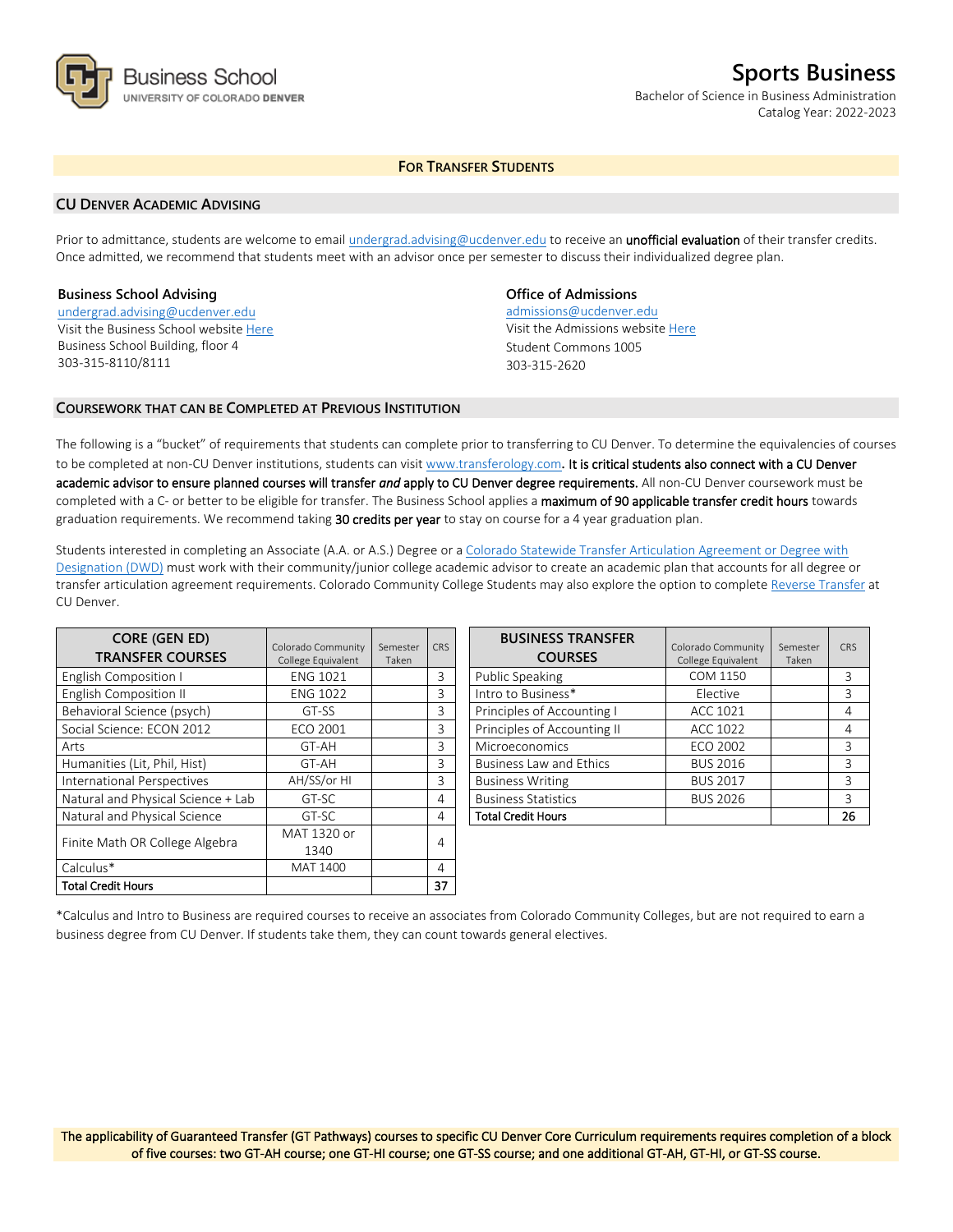Business School
UNIVERSITY OF COLORADO DENVER

# Sports Business

Bachelor of Science in Business Administration
Catalog Year: 2022-2023

## For Transfer Students

### CU Denver Academic Advising

Prior to admittance, students are welcome to email undergrad.advising@ucdenver.edu to receive an **unofficial evaluation** of their transfer credits. Once admitted, we recommend that students meet with an advisor once per semester to discuss their individualized degree plan.

**Business School Advising**
undergrad.advising@ucdenver.edu
Visit the Business School website Here
Business School Building, floor 4
303-315-8110/8111

**Office of Admissions**
admissions@ucdenver.edu
Visit the Admissions website Here
Student Commons 1005
303-315-2620

### Coursework That Can Be Completed at Previous Institution

The following is a "bucket" of requirements that students can complete prior to transferring to CU Denver. To determine the equivalencies of courses to be completed at non-CU Denver institutions, students can visit www.transferology.com. **It is critical students also connect with a CU Denver academic advisor to ensure planned courses will transfer *and* apply to CU Denver degree requirements.** All non-CU Denver coursework must be completed with a C- or better to be eligible for transfer. The Business School applies a **maximum of 90 applicable transfer credit hours** towards graduation requirements. We recommend taking **30 credits per year** to stay on course for a 4 year graduation plan.

Students interested in completing an Associate (A.A. or A.S.) Degree or a Colorado Statewide Transfer Articulation Agreement or Degree with Designation (DWD) must work with their community/junior college academic advisor to create an academic plan that accounts for all degree or transfer articulation agreement requirements. Colorado Community College Students may also explore the option to complete Reverse Transfer at CU Denver.

| CORE (GEN ED) TRANSFER COURSES | Colorado Community College Equivalent | Semester Taken | CRS |
|---|---|---|---|
| English Composition I | ENG 1021 | | 3 |
| English Composition II | ENG 1022 | | 3 |
| Behavioral Science (psych) | GT-SS | | 3 |
| Social Science: ECON 2012 | ECO 2001 | | 3 |
| Arts | GT-AH | | 3 |
| Humanities (Lit, Phil, Hist) | GT-AH | | 3 |
| International Perspectives | AH/SS/or HI | | 3 |
| Natural and Physical Science + Lab | GT-SC | | 4 |
| Natural and Physical Science | GT-SC | | 4 |
| Finite Math OR College Algebra | MAT 1320 or 1340 | | 4 |
| Calculus* | MAT 1400 | | 4 |
| **Total Credit Hours** | | | **37** |

| BUSINESS TRANSFER COURSES | Colorado Community College Equivalent | Semester Taken | CRS |
|---|---|---|---|
| Public Speaking | COM 1150 | | 3 |
| Intro to Business* | Elective | | 3 |
| Principles of Accounting I | ACC 1021 | | 4 |
| Principles of Accounting II | ACC 1022 | | 4 |
| Microeconomics | ECO 2002 | | 3 |
| Business Law and Ethics | BUS 2016 | | 3 |
| Business Writing | BUS 2017 | | 3 |
| Business Statistics | BUS 2026 | | 3 |
| **Total Credit Hours** | | | **26** |

*Calculus and Intro to Business are required courses to receive an associates from Colorado Community Colleges, but are not required to earn a business degree from CU Denver. If students take them, they can count towards general electives.

The applicability of Guaranteed Transfer (GT Pathways) courses to specific CU Denver Core Curriculum requirements requires completion of a block of five courses: two GT-AH course; one GT-HI course; one GT-SS course; and one additional GT-AH, GT-HI, or GT-SS course.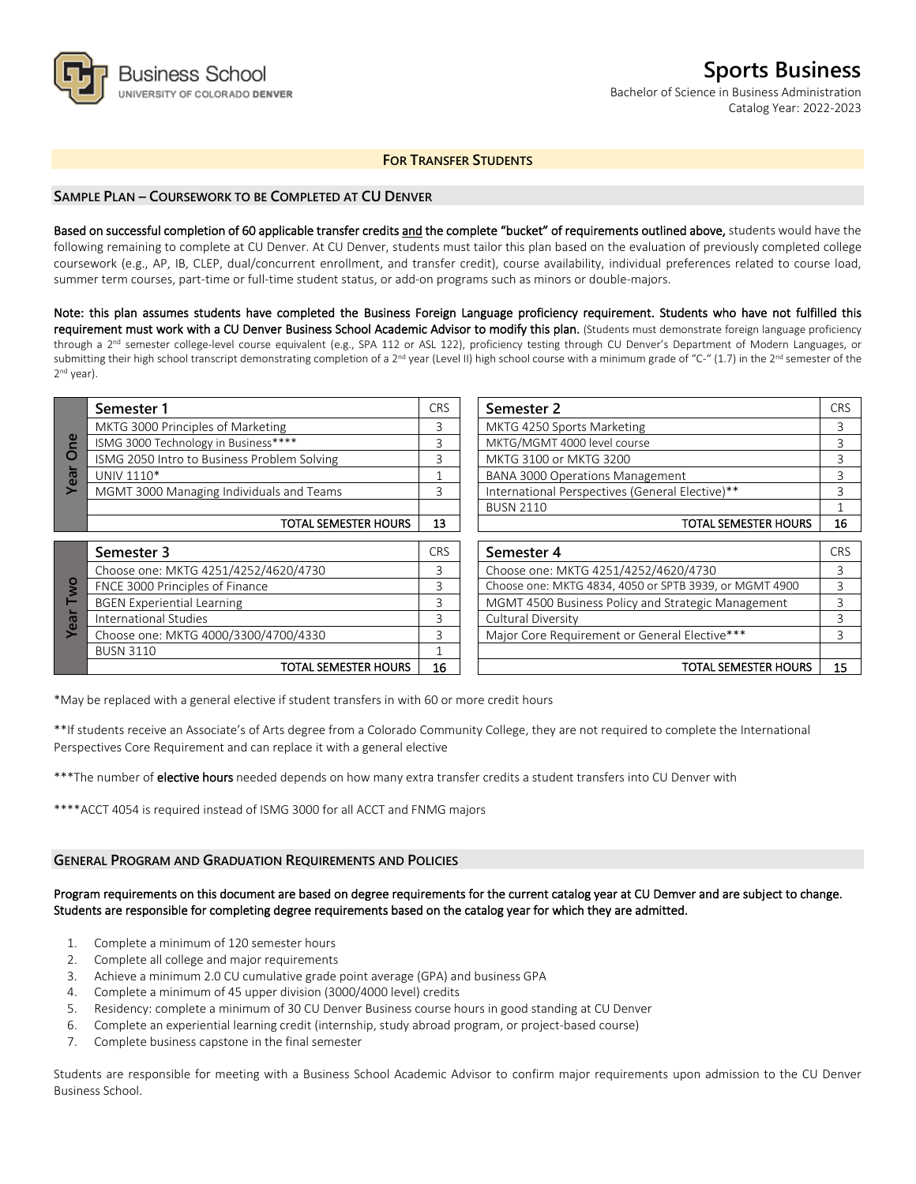# Sports Business

Bachelor of Science in Business Administration
Catalog Year: 2022-2023

## For Transfer Students

### Sample Plan – Coursework to be Completed at CU Denver

**Based on successful completion of 60 applicable transfer credits and the complete "bucket" of requirements outlined above,** students would have the following remaining to complete at CU Denver. At CU Denver, students must tailor this plan based on the evaluation of previously completed college coursework (e.g., AP, IB, CLEP, dual/concurrent enrollment, and transfer credit), course availability, individual preferences related to course load, summer term courses, part-time or full-time student status, or add-on programs such as minors or double-majors.

**Note: this plan assumes students have completed the Business Foreign Language proficiency requirement. Students who have not fulfilled this requirement must work with a CU Denver Business School Academic Advisor to modify this plan.** (Students must demonstrate foreign language proficiency through a 2nd semester college-level course equivalent (e.g., SPA 112 or ASL 122), proficiency testing through CU Denver's Department of Modern Languages, or submitting their high school transcript demonstrating completion of a 2nd year (Level II) high school course with a minimum grade of "C-" (1.7) in the 2nd semester of the 2nd year).

**Year One**

| Semester 1 | CRS |
|---|---|
| MKTG 3000 Principles of Marketing | 3 |
| ISMG 3000 Technology in Business**** | 3 |
| ISMG 2050 Intro to Business Problem Solving | 3 |
| UNIV 1110* | 1 |
| MGMT 3000 Managing Individuals and Teams | 3 |
| | |
| **TOTAL SEMESTER HOURS** | **13** |

| Semester 2 | CRS |
|---|---|
| MKTG 4250 Sports Marketing | 3 |
| MKTG/MGMT 4000 level course | 3 |
| MKTG 3100 or MKTG 3200 | 3 |
| BANA 3000 Operations Management | 3 |
| International Perspectives (General Elective)** | 3 |
| BUSN 2110 | 1 |
| **TOTAL SEMESTER HOURS** | **16** |

**Year Two**

| Semester 3 | CRS |
|---|---|
| Choose one: MKTG 4251/4252/4620/4730 | 3 |
| FNCE 3000 Principles of Finance | 3 |
| BGEN Experiential Learning | 3 |
| International Studies | 3 |
| Choose one: MKTG 4000/3300/4700/4330 | 3 |
| BUSN 3110 | 1 |
| **TOTAL SEMESTER HOURS** | **16** |

| Semester 4 | CRS |
|---|---|
| Choose one: MKTG 4251/4252/4620/4730 | 3 |
| Choose one: MKTG 4834, 4050 or SPTB 3939, or MGMT 4900 | 3 |
| MGMT 4500 Business Policy and Strategic Management | 3 |
| Cultural Diversity | 3 |
| Major Core Requirement or General Elective*** | 3 |
| | |
| **TOTAL SEMESTER HOURS** | **15** |

*May be replaced with a general elective if student transfers in with 60 or more credit hours

**If students receive an Associate's of Arts degree from a Colorado Community College, they are not required to complete the International Perspectives Core Requirement and can replace it with a general elective

***The number of **elective hours** needed depends on how many extra transfer credits a student transfers into CU Denver with

****ACCT 4054 is required instead of ISMG 3000 for all ACCT and FNMG majors

### General Program and Graduation Requirements and Policies

**Program requirements on this document are based on degree requirements for the current catalog year at CU Demver and are subject to change. Students are responsible for completing degree requirements based on the catalog year for which they are admitted.**

1. Complete a minimum of 120 semester hours
2. Complete all college and major requirements
3. Achieve a minimum 2.0 CU cumulative grade point average (GPA) and business GPA
4. Complete a minimum of 45 upper division (3000/4000 level) credits
5. Residency: complete a minimum of 30 CU Denver Business course hours in good standing at CU Denver
6. Complete an experiential learning credit (internship, study abroad program, or project-based course)
7. Complete business capstone in the final semester

Students are responsible for meeting with a Business School Academic Advisor to confirm major requirements upon admission to the CU Denver Business School.